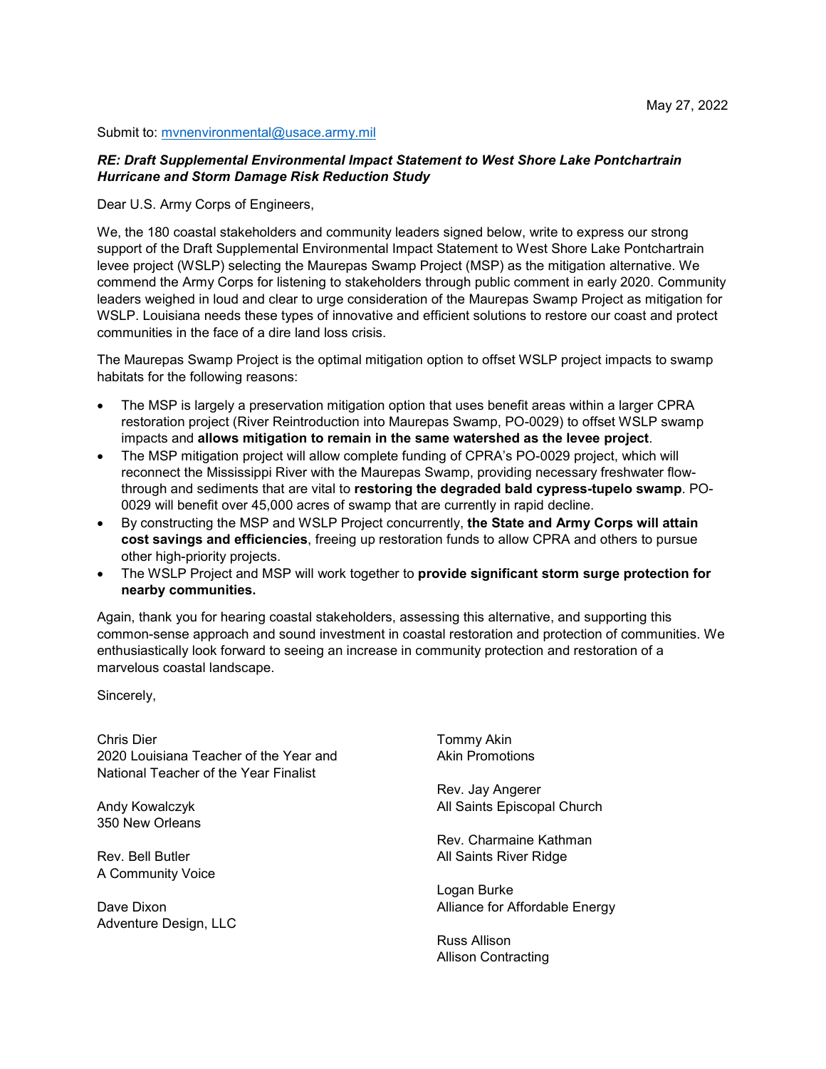May 27, 2022

Submit to: mvnenvironmental@usace.army.mil

***RE: Draft Supplemental Environmental Impact Statement to West Shore Lake Pontchartrain Hurricane and Storm Damage Risk Reduction Study***

Dear U.S. Army Corps of Engineers,

We, the 180 coastal stakeholders and community leaders signed below, write to express our strong support of the Draft Supplemental Environmental Impact Statement to West Shore Lake Pontchartrain levee project (WSLP) selecting the Maurepas Swamp Project (MSP) as the mitigation alternative. We commend the Army Corps for listening to stakeholders through public comment in early 2020. Community leaders weighed in loud and clear to urge consideration of the Maurepas Swamp Project as mitigation for WSLP. Louisiana needs these types of innovative and efficient solutions to restore our coast and protect communities in the face of a dire land loss crisis.

The Maurepas Swamp Project is the optimal mitigation option to offset WSLP project impacts to swamp habitats for the following reasons:

- The MSP is largely a preservation mitigation option that uses benefit areas within a larger CPRA restoration project (River Reintroduction into Maurepas Swamp, PO-0029) to offset WSLP swamp impacts and **allows mitigation to remain in the same watershed as the levee project**.
- The MSP mitigation project will allow complete funding of CPRA's PO-0029 project, which will reconnect the Mississippi River with the Maurepas Swamp, providing necessary freshwater flow-through and sediments that are vital to **restoring the degraded bald cypress-tupelo swamp**. PO-0029 will benefit over 45,000 acres of swamp that are currently in rapid decline.
- By constructing the MSP and WSLP Project concurrently, **the State and Army Corps will attain cost savings and efficiencies**, freeing up restoration funds to allow CPRA and others to pursue other high-priority projects.
- The WSLP Project and MSP will work together to **provide significant storm surge protection for nearby communities.**

Again, thank you for hearing coastal stakeholders, assessing this alternative, and supporting this common-sense approach and sound investment in coastal restoration and protection of communities. We enthusiastically look forward to seeing an increase in community protection and restoration of a marvelous coastal landscape.

Sincerely,

Chris Dier
2020 Louisiana Teacher of the Year and National Teacher of the Year Finalist

Andy Kowalczyk
350 New Orleans

Rev. Bell Butler
A Community Voice

Dave Dixon
Adventure Design, LLC

Tommy Akin
Akin Promotions

Rev. Jay Angerer
All Saints Episcopal Church

Rev. Charmaine Kathman
All Saints River Ridge

Logan Burke
Alliance for Affordable Energy

Russ Allison
Allison Contracting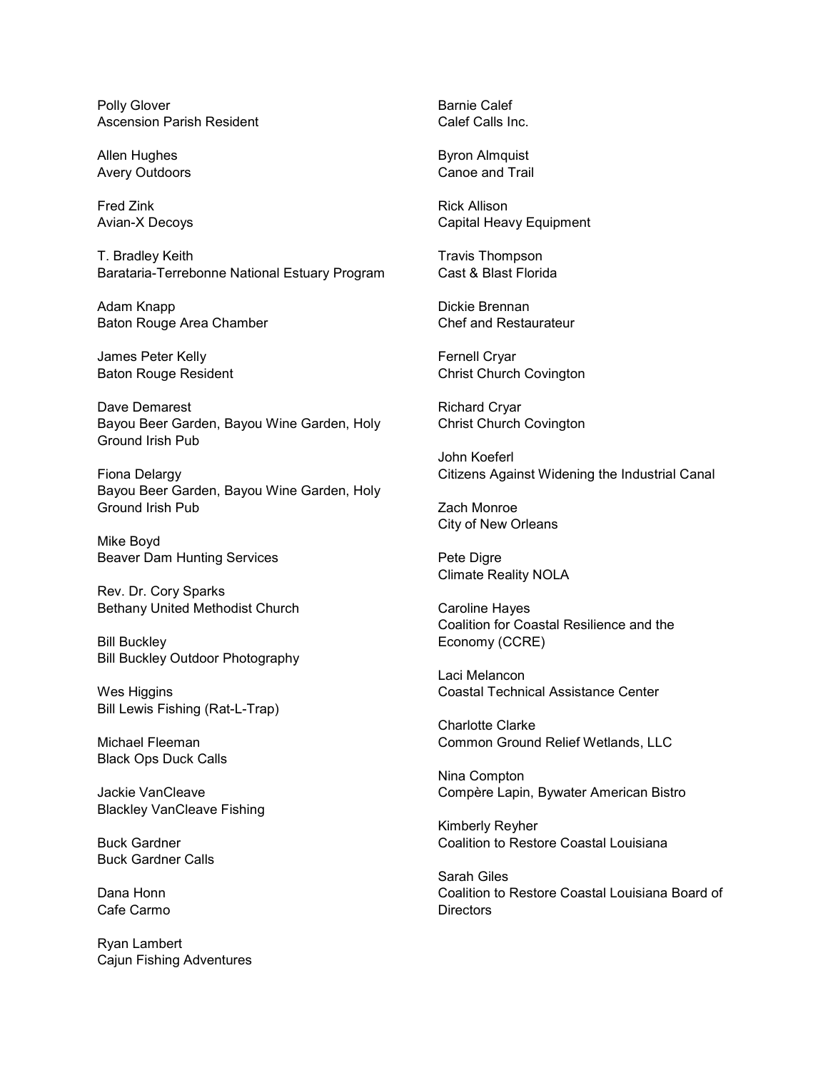Polly Glover
Ascension Parish Resident

Allen Hughes
Avery Outdoors

Fred Zink
Avian-X Decoys

T. Bradley Keith
Barataria-Terrebonne National Estuary Program

Adam Knapp
Baton Rouge Area Chamber

James Peter Kelly
Baton Rouge Resident

Dave Demarest
Bayou Beer Garden, Bayou Wine Garden, Holy Ground Irish Pub

Fiona Delargy
Bayou Beer Garden, Bayou Wine Garden, Holy Ground Irish Pub

Mike Boyd
Beaver Dam Hunting Services

Rev. Dr. Cory Sparks
Bethany United Methodist Church

Bill Buckley
Bill Buckley Outdoor Photography

Wes Higgins
Bill Lewis Fishing (Rat-L-Trap)

Michael Fleeman
Black Ops Duck Calls

Jackie VanCleave
Blackley VanCleave Fishing

Buck Gardner
Buck Gardner Calls

Dana Honn
Cafe Carmo

Ryan Lambert
Cajun Fishing Adventures

Barnie Calef
Calef Calls Inc.

Byron Almquist
Canoe and Trail

Rick Allison
Capital Heavy Equipment

Travis Thompson
Cast & Blast Florida

Dickie Brennan
Chef and Restaurateur

Fernell Cryar
Christ Church Covington

Richard Cryar
Christ Church Covington

John Koeferl
Citizens Against Widening the Industrial Canal

Zach Monroe
City of New Orleans

Pete Digre
Climate Reality NOLA

Caroline Hayes
Coalition for Coastal Resilience and the Economy (CCRE)

Laci Melancon
Coastal Technical Assistance Center

Charlotte Clarke
Common Ground Relief Wetlands, LLC

Nina Compton
Compère Lapin, Bywater American Bistro

Kimberly Reyher
Coalition to Restore Coastal Louisiana

Sarah Giles
Coalition to Restore Coastal Louisiana Board of Directors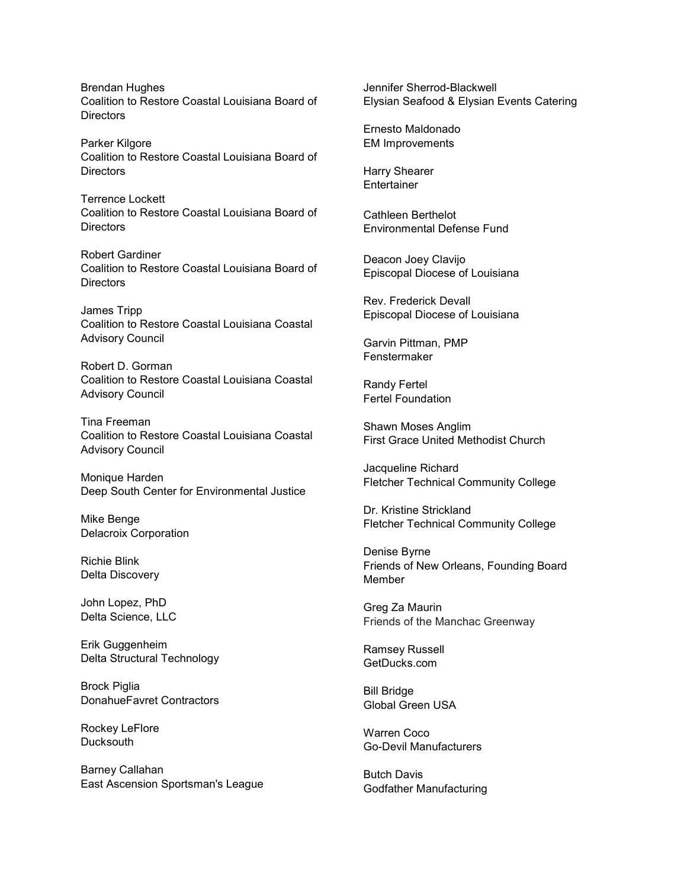Brendan Hughes
Coalition to Restore Coastal Louisiana Board of Directors

Parker Kilgore
Coalition to Restore Coastal Louisiana Board of Directors

Terrence Lockett
Coalition to Restore Coastal Louisiana Board of Directors

Robert Gardiner
Coalition to Restore Coastal Louisiana Board of Directors

James Tripp
Coalition to Restore Coastal Louisiana Coastal Advisory Council

Robert D. Gorman
Coalition to Restore Coastal Louisiana Coastal Advisory Council

Tina Freeman
Coalition to Restore Coastal Louisiana Coastal Advisory Council

Monique Harden
Deep South Center for Environmental Justice

Mike Benge
Delacroix Corporation

Richie Blink
Delta Discovery

John Lopez, PhD
Delta Science, LLC

Erik Guggenheim
Delta Structural Technology

Brock Piglia
DonahueFavret Contractors

Rockey LeFlore
Ducksouth

Barney Callahan
East Ascension Sportsman's League

Jennifer Sherrod-Blackwell
Elysian Seafood & Elysian Events Catering

Ernesto Maldonado
EM Improvements

Harry Shearer
Entertainer

Cathleen Berthelot
Environmental Defense Fund

Deacon Joey Clavijo
Episcopal Diocese of Louisiana

Rev. Frederick Devall
Episcopal Diocese of Louisiana

Garvin Pittman, PMP
Fenstermaker

Randy Fertel
Fertel Foundation

Shawn Moses Anglim
First Grace United Methodist Church

Jacqueline Richard
Fletcher Technical Community College

Dr. Kristine Strickland
Fletcher Technical Community College

Denise Byrne
Friends of New Orleans, Founding Board Member

Greg Za Maurin
Friends of the Manchac Greenway

Ramsey Russell
GetDucks.com

Bill Bridge
Global Green USA

Warren Coco
Go-Devil Manufacturers

Butch Davis
Godfather Manufacturing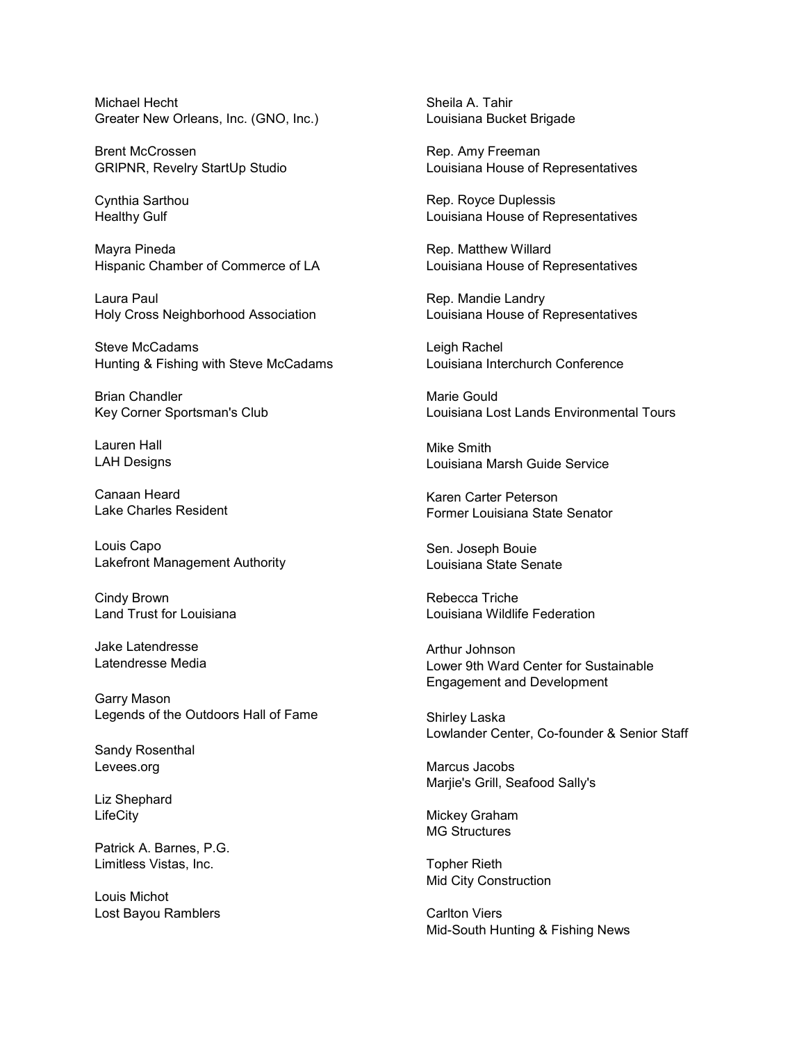Michael Hecht
Greater New Orleans, Inc. (GNO, Inc.)

Brent McCrossen
GRIPNR, Revelry StartUp Studio

Cynthia Sarthou
Healthy Gulf

Mayra Pineda
Hispanic Chamber of Commerce of LA

Laura Paul
Holy Cross Neighborhood Association

Steve McCadams
Hunting & Fishing with Steve McCadams

Brian Chandler
Key Corner Sportsman's Club

Lauren Hall
LAH Designs

Canaan Heard
Lake Charles Resident

Louis Capo
Lakefront Management Authority

Cindy Brown
Land Trust for Louisiana

Jake Latendresse
Latendresse Media

Garry Mason
Legends of the Outdoors Hall of Fame

Sandy Rosenthal
Levees.org

Liz Shephard
LifeCity

Patrick A. Barnes, P.G.
Limitless Vistas, Inc.

Louis Michot
Lost Bayou Ramblers

Sheila A. Tahir
Louisiana Bucket Brigade

Rep. Amy Freeman
Louisiana House of Representatives

Rep. Royce Duplessis
Louisiana House of Representatives

Rep. Matthew Willard
Louisiana House of Representatives

Rep. Mandie Landry
Louisiana House of Representatives

Leigh Rachel
Louisiana Interchurch Conference

Marie Gould
Louisiana Lost Lands Environmental Tours

Mike Smith
Louisiana Marsh Guide Service

Karen Carter Peterson
Former Louisiana State Senator

Sen. Joseph Bouie
Louisiana State Senate

Rebecca Triche
Louisiana Wildlife Federation

Arthur Johnson
Lower 9th Ward Center for Sustainable Engagement and Development

Shirley Laska
Lowlander Center, Co-founder & Senior Staff

Marcus Jacobs
Marjie's Grill, Seafood Sally's

Mickey Graham
MG Structures

Topher Rieth
Mid City Construction

Carlton Viers
Mid-South Hunting & Fishing News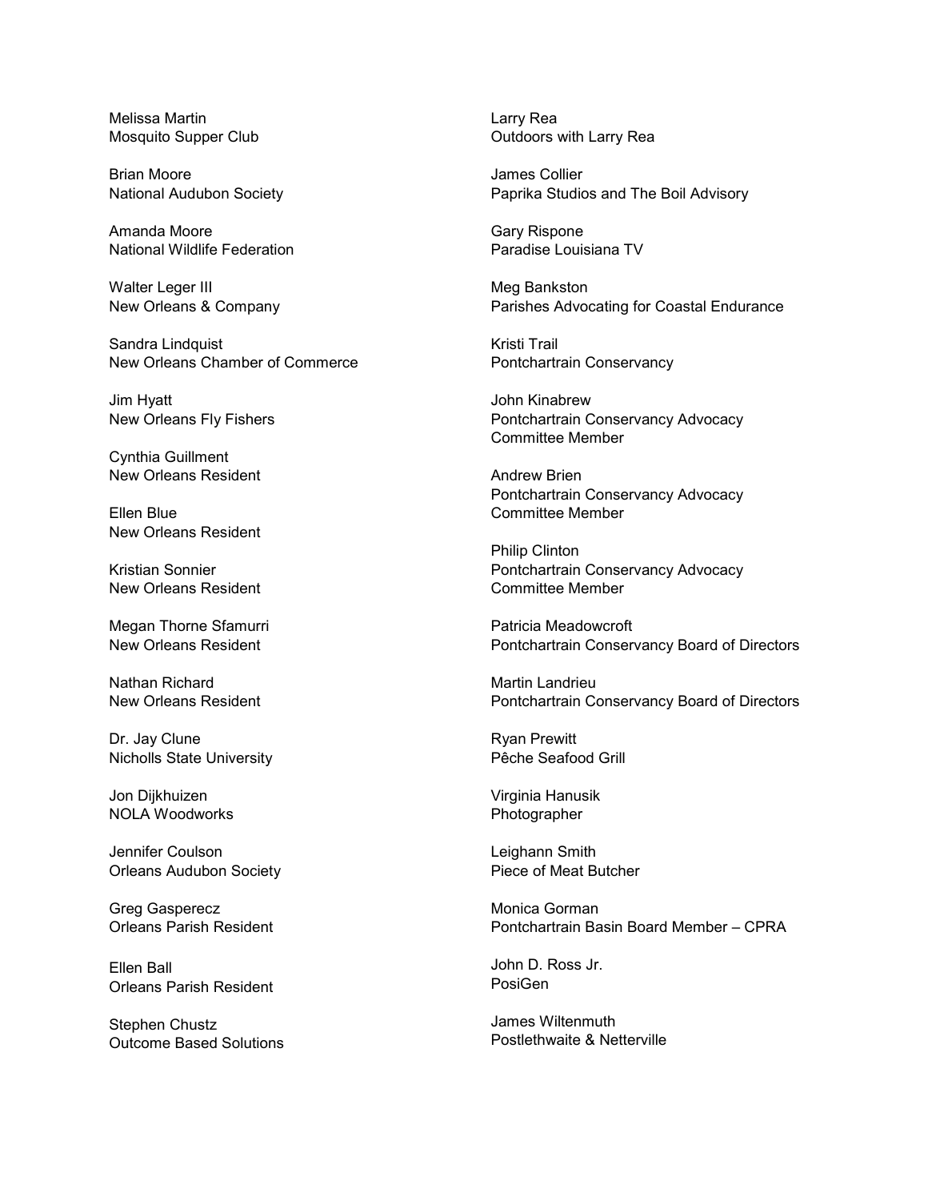Melissa Martin
Mosquito Supper Club

Brian Moore
National Audubon Society

Amanda Moore
National Wildlife Federation

Walter Leger III
New Orleans & Company

Sandra Lindquist
New Orleans Chamber of Commerce

Jim Hyatt
New Orleans Fly Fishers

Cynthia Guillment
New Orleans Resident

Ellen Blue
New Orleans Resident

Kristian Sonnier
New Orleans Resident

Megan Thorne Sfamurri
New Orleans Resident

Nathan Richard
New Orleans Resident

Dr. Jay Clune
Nicholls State University

Jon Dijkhuizen
NOLA Woodworks

Jennifer Coulson
Orleans Audubon Society

Greg Gasperecz
Orleans Parish Resident

Ellen Ball
Orleans Parish Resident

Stephen Chustz
Outcome Based Solutions

Larry Rea
Outdoors with Larry Rea

James Collier
Paprika Studios and The Boil Advisory

Gary Rispone
Paradise Louisiana TV

Meg Bankston
Parishes Advocating for Coastal Endurance

Kristi Trail
Pontchartrain Conservancy

John Kinabrew
Pontchartrain Conservancy Advocacy Committee Member

Andrew Brien
Pontchartrain Conservancy Advocacy Committee Member

Philip Clinton
Pontchartrain Conservancy Advocacy Committee Member

Patricia Meadowcroft
Pontchartrain Conservancy Board of Directors

Martin Landrieu
Pontchartrain Conservancy Board of Directors

Ryan Prewitt
Pêche Seafood Grill

Virginia Hanusik
Photographer

Leighann Smith
Piece of Meat Butcher

Monica Gorman
Pontchartrain Basin Board Member – CPRA

John D. Ross Jr.
PosiGen

James Wiltenmuth
Postlethwaite & Netterville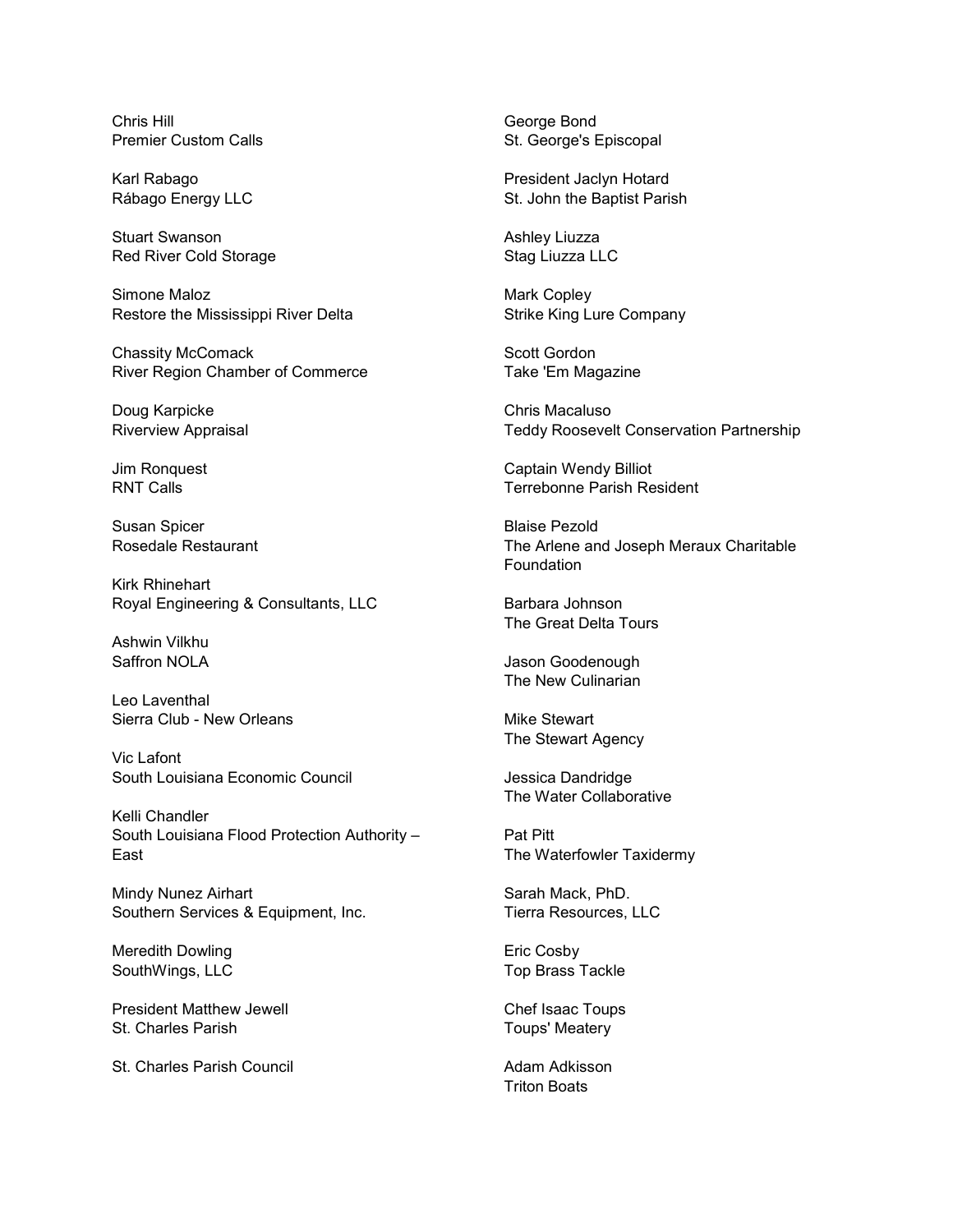Chris Hill  
Premier Custom Calls

Karl Rabago  
Rábago Energy LLC

Stuart Swanson  
Red River Cold Storage

Simone Maloz  
Restore the Mississippi River Delta

Chassity McComack  
River Region Chamber of Commerce

Doug Karpicke  
Riverview Appraisal

Jim Ronquest  
RNT Calls

Susan Spicer  
Rosedale Restaurant

Kirk Rhinehart  
Royal Engineering & Consultants, LLC

Ashwin Vilkhu  
Saffron NOLA

Leo Laventhal  
Sierra Club - New Orleans

Vic Lafont  
South Louisiana Economic Council

Kelli Chandler  
South Louisiana Flood Protection Authority – East

Mindy Nunez Airhart  
Southern Services & Equipment, Inc.

Meredith Dowling  
SouthWings, LLC

President Matthew Jewell  
St. Charles Parish

St. Charles Parish Council

George Bond  
St. George's Episcopal

President Jaclyn Hotard  
St. John the Baptist Parish

Ashley Liuzza  
Stag Liuzza LLC

Mark Copley  
Strike King Lure Company

Scott Gordon  
Take 'Em Magazine

Chris Macaluso  
Teddy Roosevelt Conservation Partnership

Captain Wendy Billiot  
Terrebonne Parish Resident

Blaise Pezold  
The Arlene and Joseph Meraux Charitable Foundation

Barbara Johnson  
The Great Delta Tours

Jason Goodenough  
The New Culinarian

Mike Stewart  
The Stewart Agency

Jessica Dandridge  
The Water Collaborative

Pat Pitt  
The Waterfowler Taxidermy

Sarah Mack, PhD.  
Tierra Resources, LLC

Eric Cosby  
Top Brass Tackle

Chef Isaac Toups  
Toups' Meatery

Adam Adkisson  
Triton Boats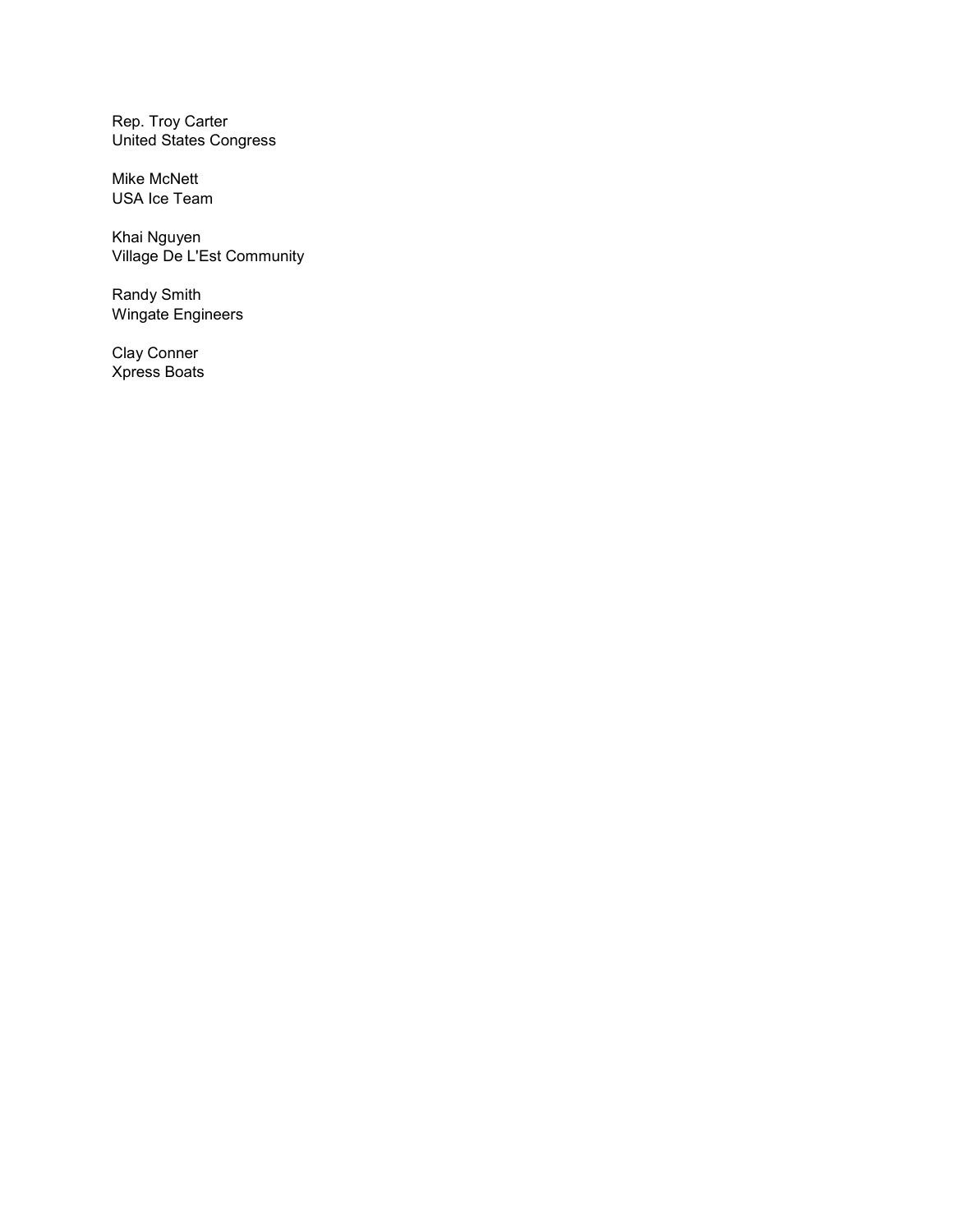Rep. Troy Carter
United States Congress

Mike McNett
USA Ice Team

Khai Nguyen
Village De L'Est Community

Randy Smith
Wingate Engineers

Clay Conner
Xpress Boats